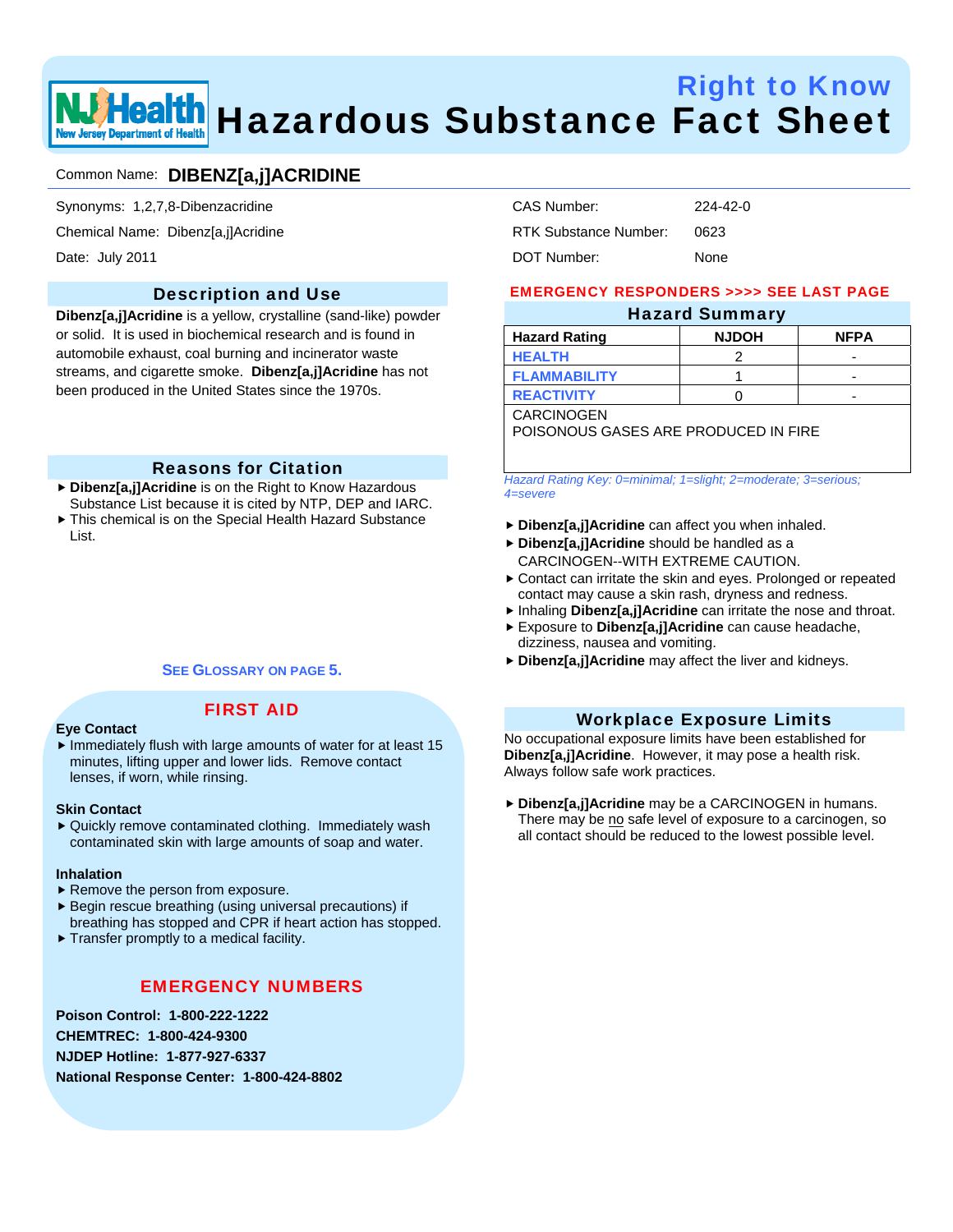# Right to Know
# Hazardous Substance Fact Sheet

Common Name: **DIBENZ[a,j]ACRIDINE**

Synonyms: 1,2,7,8-Dibenzacridine

Chemical Name: Dibenz[a,j]Acridine

Date: July 2011

CAS Number: 224-42-0

RTK Substance Number: 0623

DOT Number: None

## Description and Use

**Dibenz[a,j]Acridine** is a yellow, crystalline (sand-like) powder or solid. It is used in biochemical research and is found in automobile exhaust, coal burning and incinerator waste streams, and cigarette smoke. **Dibenz[a,j]Acridine** has not been produced in the United States since the 1970s.

## Reasons for Citation

- **Dibenz[a,j]Acridine** is on the Right to Know Hazardous Substance List because it is cited by NTP, DEP and IARC.
- This chemical is on the Special Health Hazard Substance List.

SEE GLOSSARY ON PAGE 5.

## FIRST AID

**Eye Contact**

- Immediately flush with large amounts of water for at least 15 minutes, lifting upper and lower lids. Remove contact lenses, if worn, while rinsing.

**Skin Contact**

- Quickly remove contaminated clothing. Immediately wash contaminated skin with large amounts of soap and water.

**Inhalation**

- Remove the person from exposure.
- Begin rescue breathing (using universal precautions) if breathing has stopped and CPR if heart action has stopped.
- Transfer promptly to a medical facility.

## EMERGENCY NUMBERS

**Poison Control: 1-800-222-1222**

**CHEMTREC: 1-800-424-9300**

**NJDEP Hotline: 1-877-927-6337**

**National Response Center: 1-800-424-8802**

EMERGENCY RESPONDERS >>>> SEE LAST PAGE

## Hazard Summary

| Hazard Rating | NJDOH | NFPA |
|---|---|---|
| HEALTH | 2 | - |
| FLAMMABILITY | 1 | - |
| REACTIVITY | 0 | - |

CARCINOGEN
POISONOUS GASES ARE PRODUCED IN FIRE

*Hazard Rating Key: 0=minimal; 1=slight; 2=moderate; 3=serious; 4=severe*

- **Dibenz[a,j]Acridine** can affect you when inhaled.
- **Dibenz[a,j]Acridine** should be handled as a CARCINOGEN--WITH EXTREME CAUTION.
- Contact can irritate the skin and eyes. Prolonged or repeated contact may cause a skin rash, dryness and redness.
- Inhaling **Dibenz[a,j]Acridine** can irritate the nose and throat.
- Exposure to **Dibenz[a,j]Acridine** can cause headache, dizziness, nausea and vomiting.
- **Dibenz[a,j]Acridine** may affect the liver and kidneys.

## Workplace Exposure Limits

No occupational exposure limits have been established for **Dibenz[a,j]Acridine**. However, it may pose a health risk. Always follow safe work practices.

- **Dibenz[a,j]Acridine** may be a CARCINOGEN in humans. There may be no safe level of exposure to a carcinogen, so all contact should be reduced to the lowest possible level.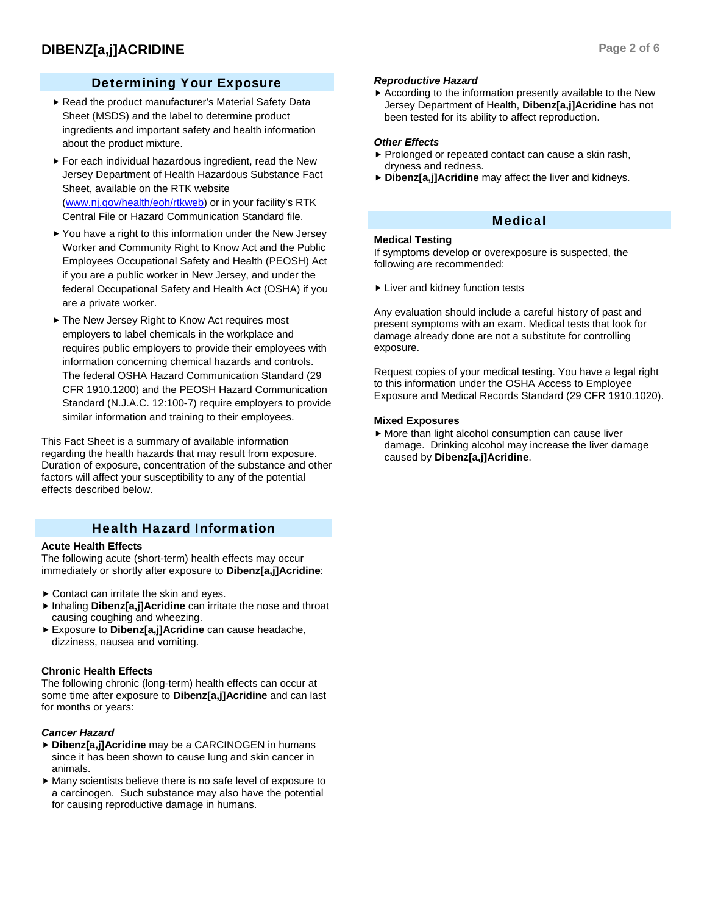## Determining Your Exposure

- Read the product manufacturer's Material Safety Data Sheet (MSDS) and the label to determine product ingredients and important safety and health information about the product mixture.
- For each individual hazardous ingredient, read the New Jersey Department of Health Hazardous Substance Fact Sheet, available on the RTK website (www.nj.gov/health/eoh/rtkweb) or in your facility's RTK Central File or Hazard Communication Standard file.
- You have a right to this information under the New Jersey Worker and Community Right to Know Act and the Public Employees Occupational Safety and Health (PEOSH) Act if you are a public worker in New Jersey, and under the federal Occupational Safety and Health Act (OSHA) if you are a private worker.
- The New Jersey Right to Know Act requires most employers to label chemicals in the workplace and requires public employers to provide their employees with information concerning chemical hazards and controls. The federal OSHA Hazard Communication Standard (29 CFR 1910.1200) and the PEOSH Hazard Communication Standard (N.J.A.C. 12:100-7) require employers to provide similar information and training to their employees.

This Fact Sheet is a summary of available information regarding the health hazards that may result from exposure. Duration of exposure, concentration of the substance and other factors will affect your susceptibility to any of the potential effects described below.

## Health Hazard Information

### Acute Health Effects

The following acute (short-term) health effects may occur immediately or shortly after exposure to **Dibenz[a,j]Acridine**:

- Contact can irritate the skin and eyes.
- Inhaling **Dibenz[a,j]Acridine** can irritate the nose and throat causing coughing and wheezing.
- Exposure to **Dibenz[a,j]Acridine** can cause headache, dizziness, nausea and vomiting.

### Chronic Health Effects

The following chronic (long-term) health effects can occur at some time after exposure to **Dibenz[a,j]Acridine** and can last for months or years:

***Cancer Hazard***

- **Dibenz[a,j]Acridine** may be a CARCINOGEN in humans since it has been shown to cause lung and skin cancer in animals.
- Many scientists believe there is no safe level of exposure to a carcinogen. Such substance may also have the potential for causing reproductive damage in humans.

***Reproductive Hazard***

- According to the information presently available to the New Jersey Department of Health, **Dibenz[a,j]Acridine** has not been tested for its ability to affect reproduction.

***Other Effects***

- Prolonged or repeated contact can cause a skin rash, dryness and redness.
- **Dibenz[a,j]Acridine** may affect the liver and kidneys.

## Medical

### Medical Testing

If symptoms develop or overexposure is suspected, the following are recommended:

- Liver and kidney function tests

Any evaluation should include a careful history of past and present symptoms with an exam. Medical tests that look for damage already done are not a substitute for controlling exposure.

Request copies of your medical testing. You have a legal right to this information under the OSHA Access to Employee Exposure and Medical Records Standard (29 CFR 1910.1020).

### Mixed Exposures

- More than light alcohol consumption can cause liver damage. Drinking alcohol may increase the liver damage caused by **Dibenz[a,j]Acridine**.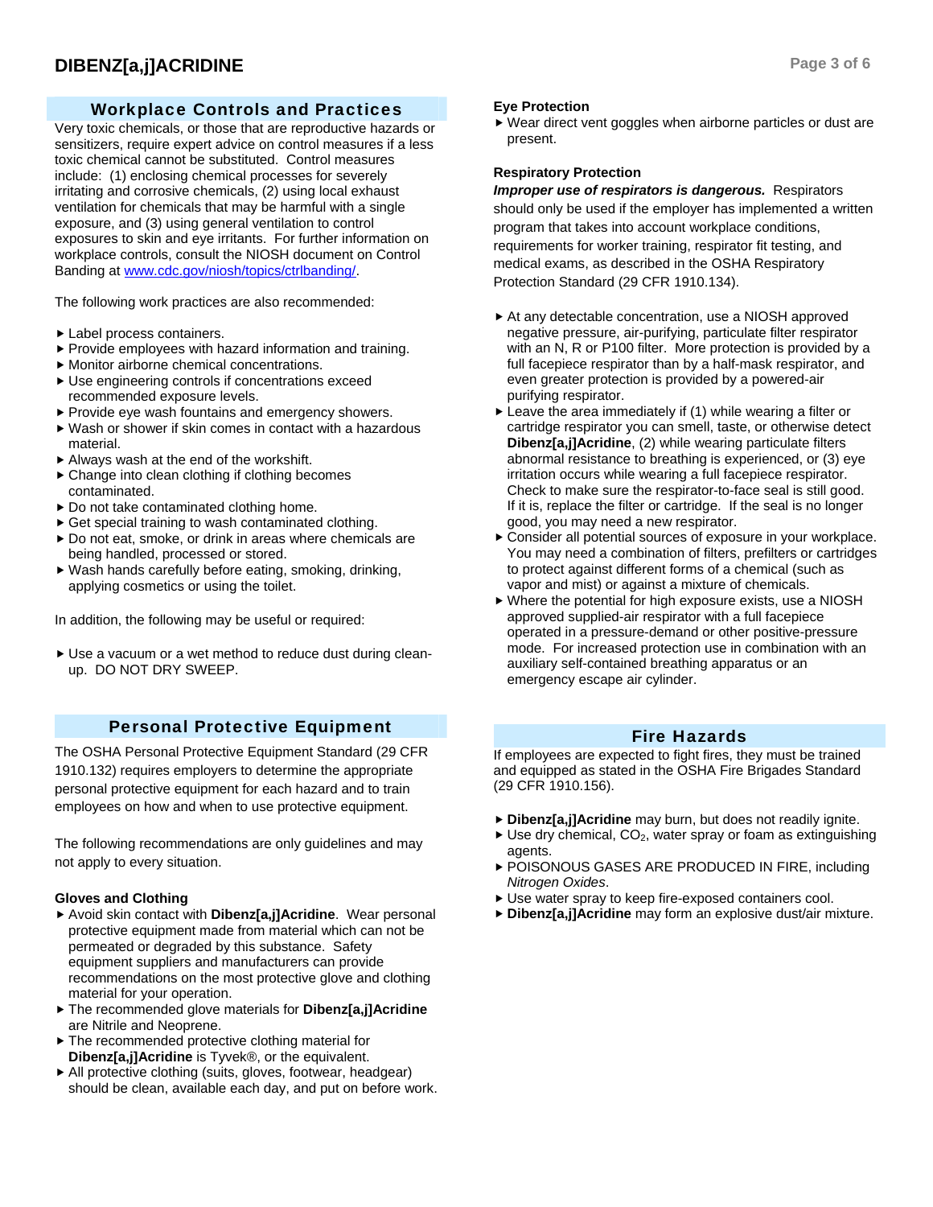## Workplace Controls and Practices

Very toxic chemicals, or those that are reproductive hazards or sensitizers, require expert advice on control measures if a less toxic chemical cannot be substituted. Control measures include: (1) enclosing chemical processes for severely irritating and corrosive chemicals, (2) using local exhaust ventilation for chemicals that may be harmful with a single exposure, and (3) using general ventilation to control exposures to skin and eye irritants. For further information on workplace controls, consult the NIOSH document on Control Banding at www.cdc.gov/niosh/topics/ctrlbanding/.

The following work practices are also recommended:

- Label process containers.
- Provide employees with hazard information and training.
- Monitor airborne chemical concentrations.
- Use engineering controls if concentrations exceed recommended exposure levels.
- Provide eye wash fountains and emergency showers.
- Wash or shower if skin comes in contact with a hazardous material.
- Always wash at the end of the workshift.
- Change into clean clothing if clothing becomes contaminated.
- Do not take contaminated clothing home.
- Get special training to wash contaminated clothing.
- Do not eat, smoke, or drink in areas where chemicals are being handled, processed or stored.
- Wash hands carefully before eating, smoking, drinking, applying cosmetics or using the toilet.

In addition, the following may be useful or required:

- Use a vacuum or a wet method to reduce dust during clean-up. DO NOT DRY SWEEP.

## Personal Protective Equipment

The OSHA Personal Protective Equipment Standard (29 CFR 1910.132) requires employers to determine the appropriate personal protective equipment for each hazard and to train employees on how and when to use protective equipment.

The following recommendations are only guidelines and may not apply to every situation.

### Gloves and Clothing

- Avoid skin contact with **Dibenz[a,j]Acridine**. Wear personal protective equipment made from material which can not be permeated or degraded by this substance. Safety equipment suppliers and manufacturers can provide recommendations on the most protective glove and clothing material for your operation.
- The recommended glove materials for **Dibenz[a,j]Acridine** are Nitrile and Neoprene.
- The recommended protective clothing material for **Dibenz[a,j]Acridine** is Tyvek®, or the equivalent.
- All protective clothing (suits, gloves, footwear, headgear) should be clean, available each day, and put on before work.

### Eye Protection

- Wear direct vent goggles when airborne particles or dust are present.

### Respiratory Protection

***Improper use of respirators is dangerous.*** Respirators should only be used if the employer has implemented a written program that takes into account workplace conditions, requirements for worker training, respirator fit testing, and medical exams, as described in the OSHA Respiratory Protection Standard (29 CFR 1910.134).

- At any detectable concentration, use a NIOSH approved negative pressure, air-purifying, particulate filter respirator with an N, R or P100 filter. More protection is provided by a full facepiece respirator than by a half-mask respirator, and even greater protection is provided by a powered-air purifying respirator.
- Leave the area immediately if (1) while wearing a filter or cartridge respirator you can smell, taste, or otherwise detect **Dibenz[a,j]Acridine**, (2) while wearing particulate filters abnormal resistance to breathing is experienced, or (3) eye irritation occurs while wearing a full facepiece respirator. Check to make sure the respirator-to-face seal is still good. If it is, replace the filter or cartridge. If the seal is no longer good, you may need a new respirator.
- Consider all potential sources of exposure in your workplace. You may need a combination of filters, prefilters or cartridges to protect against different forms of a chemical (such as vapor and mist) or against a mixture of chemicals.
- Where the potential for high exposure exists, use a NIOSH approved supplied-air respirator with a full facepiece operated in a pressure-demand or other positive-pressure mode. For increased protection use in combination with an auxiliary self-contained breathing apparatus or an emergency escape air cylinder.

## Fire Hazards

If employees are expected to fight fires, they must be trained and equipped as stated in the OSHA Fire Brigades Standard (29 CFR 1910.156).

- **Dibenz[a,j]Acridine** may burn, but does not readily ignite.
- Use dry chemical, $CO_2$, water spray or foam as extinguishing agents.
- POISONOUS GASES ARE PRODUCED IN FIRE, including *Nitrogen Oxides*.
- Use water spray to keep fire-exposed containers cool.
- **Dibenz[a,j]Acridine** may form an explosive dust/air mixture.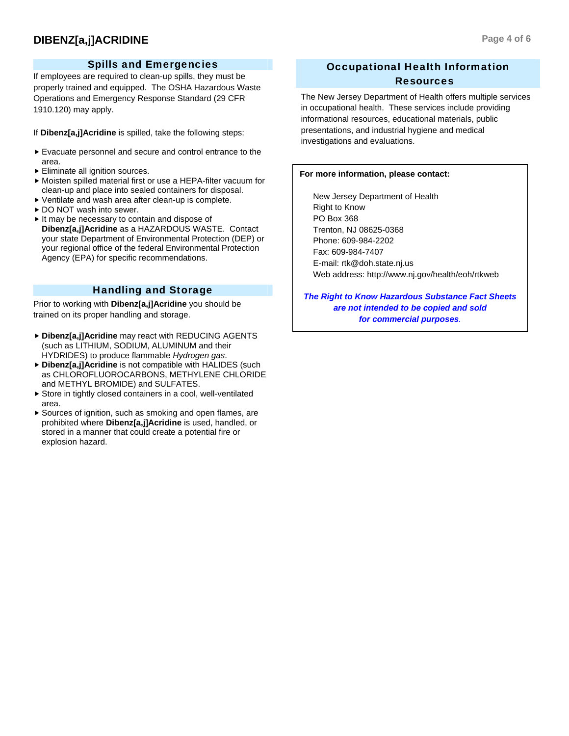## Spills and Emergencies

If employees are required to clean-up spills, they must be properly trained and equipped. The OSHA Hazardous Waste Operations and Emergency Response Standard (29 CFR 1910.120) may apply.

If **Dibenz[a,j]Acridine** is spilled, take the following steps:

- Evacuate personnel and secure and control entrance to the area.
- Eliminate all ignition sources.
- Moisten spilled material first or use a HEPA-filter vacuum for clean-up and place into sealed containers for disposal.
- Ventilate and wash area after clean-up is complete.
- DO NOT wash into sewer.
- It may be necessary to contain and dispose of **Dibenz[a,j]Acridine** as a HAZARDOUS WASTE. Contact your state Department of Environmental Protection (DEP) or your regional office of the federal Environmental Protection Agency (EPA) for specific recommendations.

## Handling and Storage

Prior to working with **Dibenz[a,j]Acridine** you should be trained on its proper handling and storage.

- **Dibenz[a,j]Acridine** may react with REDUCING AGENTS (such as LITHIUM, SODIUM, ALUMINUM and their HYDRIDES) to produce flammable *Hydrogen gas*.
- **Dibenz[a,j]Acridine** is not compatible with HALIDES (such as CHLOROFLUOROCARBONS, METHYLENE CHLORIDE and METHYL BROMIDE) and SULFATES.
- Store in tightly closed containers in a cool, well-ventilated area.
- Sources of ignition, such as smoking and open flames, are prohibited where **Dibenz[a,j]Acridine** is used, handled, or stored in a manner that could create a potential fire or explosion hazard.

## Occupational Health Information Resources

The New Jersey Department of Health offers multiple services in occupational health. These services include providing informational resources, educational materials, public presentations, and industrial hygiene and medical investigations and evaluations.

**For more information, please contact:**

New Jersey Department of Health
Right to Know
PO Box 368
Trenton, NJ 08625-0368
Phone: 609-984-2202
Fax: 609-984-7407
E-mail: rtk@doh.state.nj.us
Web address: http://www.nj.gov/health/eoh/rtkweb

***The Right to Know Hazardous Substance Fact Sheets are not intended to be copied and sold for commercial purposes.***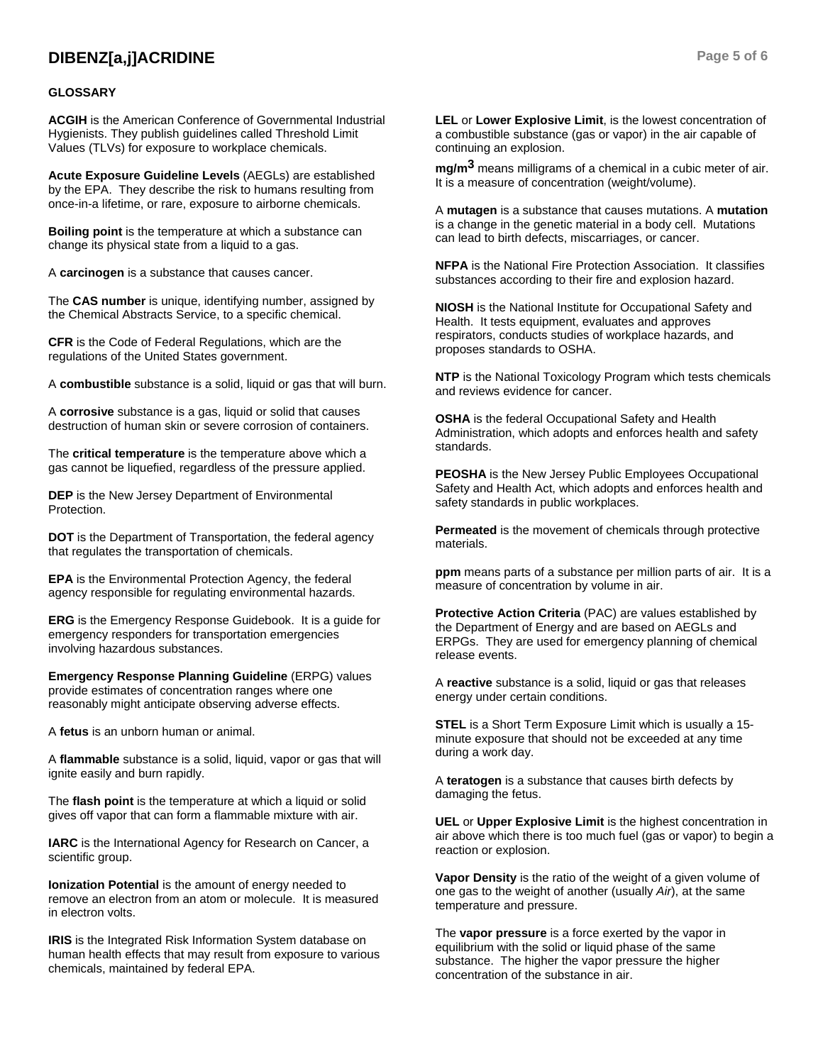**GLOSSARY**

**ACGIH** is the American Conference of Governmental Industrial Hygienists. They publish guidelines called Threshold Limit Values (TLVs) for exposure to workplace chemicals.

**Acute Exposure Guideline Levels** (AEGLs) are established by the EPA. They describe the risk to humans resulting from once-in-a lifetime, or rare, exposure to airborne chemicals.

**Boiling point** is the temperature at which a substance can change its physical state from a liquid to a gas.

A **carcinogen** is a substance that causes cancer.

The **CAS number** is unique, identifying number, assigned by the Chemical Abstracts Service, to a specific chemical.

**CFR** is the Code of Federal Regulations, which are the regulations of the United States government.

A **combustible** substance is a solid, liquid or gas that will burn.

A **corrosive** substance is a gas, liquid or solid that causes destruction of human skin or severe corrosion of containers.

The **critical temperature** is the temperature above which a gas cannot be liquefied, regardless of the pressure applied.

**DEP** is the New Jersey Department of Environmental Protection.

**DOT** is the Department of Transportation, the federal agency that regulates the transportation of chemicals.

**EPA** is the Environmental Protection Agency, the federal agency responsible for regulating environmental hazards.

**ERG** is the Emergency Response Guidebook. It is a guide for emergency responders for transportation emergencies involving hazardous substances.

**Emergency Response Planning Guideline** (ERPG) values provide estimates of concentration ranges where one reasonably might anticipate observing adverse effects.

A **fetus** is an unborn human or animal.

A **flammable** substance is a solid, liquid, vapor or gas that will ignite easily and burn rapidly.

The **flash point** is the temperature at which a liquid or solid gives off vapor that can form a flammable mixture with air.

**IARC** is the International Agency for Research on Cancer, a scientific group.

**Ionization Potential** is the amount of energy needed to remove an electron from an atom or molecule. It is measured in electron volts.

**IRIS** is the Integrated Risk Information System database on human health effects that may result from exposure to various chemicals, maintained by federal EPA.

**LEL** or **Lower Explosive Limit**, is the lowest concentration of a combustible substance (gas or vapor) in the air capable of continuing an explosion.

**$mg/m^3$** means milligrams of a chemical in a cubic meter of air. It is a measure of concentration (weight/volume).

A **mutagen** is a substance that causes mutations. A **mutation** is a change in the genetic material in a body cell. Mutations can lead to birth defects, miscarriages, or cancer.

**NFPA** is the National Fire Protection Association. It classifies substances according to their fire and explosion hazard.

**NIOSH** is the National Institute for Occupational Safety and Health. It tests equipment, evaluates and approves respirators, conducts studies of workplace hazards, and proposes standards to OSHA.

**NTP** is the National Toxicology Program which tests chemicals and reviews evidence for cancer.

**OSHA** is the federal Occupational Safety and Health Administration, which adopts and enforces health and safety standards.

**PEOSHA** is the New Jersey Public Employees Occupational Safety and Health Act, which adopts and enforces health and safety standards in public workplaces.

**Permeated** is the movement of chemicals through protective materials.

**ppm** means parts of a substance per million parts of air. It is a measure of concentration by volume in air.

**Protective Action Criteria** (PAC) are values established by the Department of Energy and are based on AEGLs and ERPGs. They are used for emergency planning of chemical release events.

A **reactive** substance is a solid, liquid or gas that releases energy under certain conditions.

**STEL** is a Short Term Exposure Limit which is usually a 15-minute exposure that should not be exceeded at any time during a work day.

A **teratogen** is a substance that causes birth defects by damaging the fetus.

**UEL** or **Upper Explosive Limit** is the highest concentration in air above which there is too much fuel (gas or vapor) to begin a reaction or explosion.

**Vapor Density** is the ratio of the weight of a given volume of one gas to the weight of another (usually *Air*), at the same temperature and pressure.

The **vapor pressure** is a force exerted by the vapor in equilibrium with the solid or liquid phase of the same substance. The higher the vapor pressure the higher concentration of the substance in air.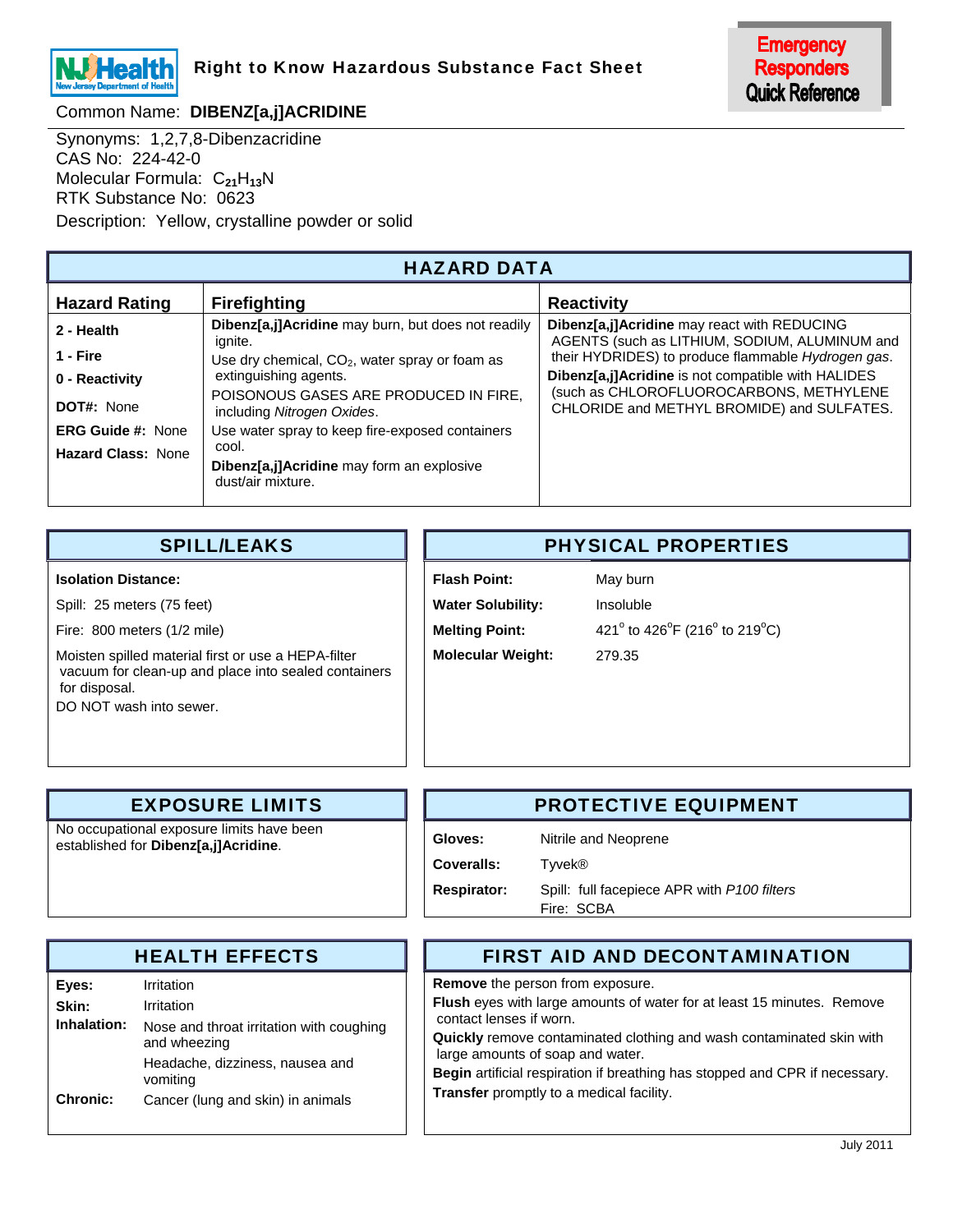Right to Know Hazardous Substance Fact Sheet

**Emergency Responders Quick Reference**

Common Name: **DIBENZ[a,j]ACRIDINE**

Synonyms: 1,2,7,8-Dibenzacridine
CAS No: 224-42-0
Molecular Formula: $C_{21}H_{13}N$
RTK Substance No: 0623
Description: Yellow, crystalline powder or solid

## HAZARD DATA

| Hazard Rating | Firefighting | Reactivity |
|---|---|---|
| **2 - Health**<br>**1 - Fire**<br>**0 - Reactivity**<br>**DOT#:** None<br>**ERG Guide #:** None<br>**Hazard Class:** None | **Dibenz[a,j]Acridine** may burn, but does not readily ignite.<br>Use dry chemical, $CO_2$, water spray or foam as extinguishing agents.<br>POISONOUS GASES ARE PRODUCED IN FIRE, including *Nitrogen Oxides*.<br>Use water spray to keep fire-exposed containers cool.<br>**Dibenz[a,j]Acridine** may form an explosive dust/air mixture. | **Dibenz[a,j]Acridine** may react with REDUCING AGENTS (such as LITHIUM, SODIUM, ALUMINUM and their HYDRIDES) to produce flammable *Hydrogen gas*.<br>**Dibenz[a,j]Acridine** is not compatible with HALIDES (such as CHLOROFLUOROCARBONS, METHYLENE CHLORIDE and METHYL BROMIDE) and SULFATES. |

## SPILL/LEAKS

**Isolation Distance:**

Spill: 25 meters (75 feet)

Fire: 800 meters (1/2 mile)

Moisten spilled material first or use a HEPA-filter vacuum for clean-up and place into sealed containers for disposal.

DO NOT wash into sewer.

## PHYSICAL PROPERTIES

| | |
|---|---|
| **Flash Point:** | May burn |
| **Water Solubility:** | Insoluble |
| **Melting Point:** | 421° to 426°F (216° to 219°C) |
| **Molecular Weight:** | 279.35 |

## EXPOSURE LIMITS

No occupational exposure limits have been established for **Dibenz[a,j]Acridine**.

## PROTECTIVE EQUIPMENT

| | |
|---|---|
| **Gloves:** | Nitrile and Neoprene |
| **Coveralls:** | Tyvek® |
| **Respirator:** | Spill: full facepiece APR with *P100 filters*<br>Fire: SCBA |

## HEALTH EFFECTS

| | |
|---|---|
| **Eyes:** | Irritation |
| **Skin:** | Irritation |
| **Inhalation:** | Nose and throat irritation with coughing and wheezing<br>Headache, dizziness, nausea and vomiting |
| **Chronic:** | Cancer (lung and skin) in animals |

## FIRST AID AND DECONTAMINATION

**Remove** the person from exposure.

**Flush** eyes with large amounts of water for at least 15 minutes. Remove contact lenses if worn.

**Quickly** remove contaminated clothing and wash contaminated skin with large amounts of soap and water.

**Begin** artificial respiration if breathing has stopped and CPR if necessary.

**Transfer** promptly to a medical facility.

July 2011